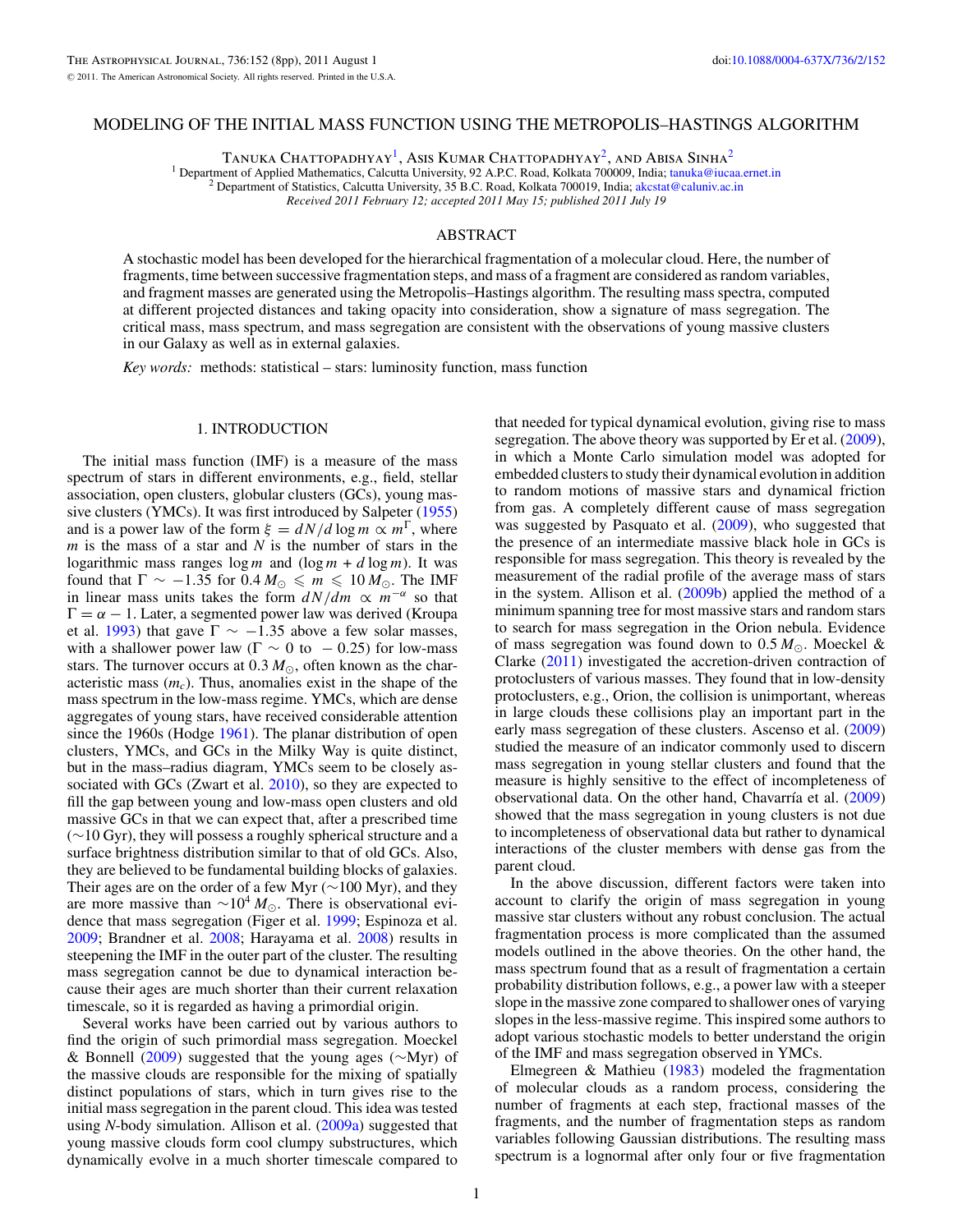# MODELING OF THE INITIAL MASS FUNCTION USING THE METROPOLIS–HASTINGS ALGORITHM

Tanuka Chattopadhyay[1], Asis Kumar Chattopadhyay[2], and Abisa Sinha[2]

[1] Department of Applied Mathematics, Calcutta University, 92 A.P.C. Road, Kolkata 700009, India; tanuka@iucaa.ernet.in
[2] Department of Statistics, Calcutta University, 35 B.C. Road, Kolkata 700019, India; akcstat@caluniv.ac.in

*Received 2011 February 12; accepted 2011 May 15; published 2011 July 19*

## ABSTRACT

A stochastic model has been developed for the hierarchical fragmentation of a molecular cloud. Here, the number of fragments, time between successive fragmentation steps, and mass of a fragment are considered as random variables, and fragment masses are generated using the Metropolis–Hastings algorithm. The resulting mass spectra, computed at different projected distances and taking opacity into consideration, show a signature of mass segregation. The critical mass, mass spectrum, and mass segregation are consistent with the observations of young massive clusters in our Galaxy as well as in external galaxies.

*Key words:* methods: statistical – stars: luminosity function, mass function

## 1. INTRODUCTION

The initial mass function (IMF) is a measure of the mass spectrum of stars in different environments, e.g., field, stellar association, open clusters, globular clusters (GCs), young massive clusters (YMCs). It was first introduced by Salpeter (1955) and is a power law of the form $\xi = dN/d\log m \propto m^{\Gamma}$, where $m$ is the mass of a star and $N$ is the number of stars in the logarithmic mass ranges $\log m$ and $(\log m + d\log m)$. It was found that $\Gamma \sim -1.35$ for $0.4\,M_{\odot} \leqslant m \leqslant 10\,M_{\odot}$. The IMF in linear mass units takes the form $dN/dm \propto m^{-\alpha}$ so that $\Gamma = \alpha - 1$. Later, a segmented power law was derived (Kroupa et al. 1993) that gave $\Gamma \sim -1.35$ above a few solar masses, with a shallower power law ($\Gamma \sim 0$ to $-0.25$) for low-mass stars. The turnover occurs at $0.3\,M_{\odot}$, often known as the characteristic mass ($m_c$). Thus, anomalies exist in the shape of the mass spectrum in the low-mass regime. YMCs, which are dense aggregates of young stars, have received considerable attention since the 1960s (Hodge 1961). The planar distribution of open clusters, YMCs, and GCs in the Milky Way is quite distinct, but in the mass–radius diagram, YMCs seem to be closely associated with GCs (Zwart et al. 2010), so they are expected to fill the gap between young and low-mass open clusters and old massive GCs in that we can expect that, after a prescribed time (∼10 Gyr), they will possess a roughly spherical structure and a surface brightness distribution similar to that of old GCs. Also, they are believed to be fundamental building blocks of galaxies. Their ages are on the order of a few Myr (∼100 Myr), and they are more massive than $\sim 10^4\,M_{\odot}$. There is observational evidence that mass segregation (Figer et al. 1999; Espinoza et al. 2009; Brandner et al. 2008; Harayama et al. 2008) results in steepening the IMF in the outer part of the cluster. The resulting mass segregation cannot be due to dynamical interaction because their ages are much shorter than their current relaxation timescale, so it is regarded as having a primordial origin.

Several works have been carried out by various authors to find the origin of such primordial mass segregation. Moeckel & Bonnell (2009) suggested that the young ages (∼Myr) of the massive clouds are responsible for the mixing of spatially distinct populations of stars, which in turn gives rise to the initial mass segregation in the parent cloud. This idea was tested using *N*-body simulation. Allison et al. (2009a) suggested that young massive clouds form cool clumpy substructures, which dynamically evolve in a much shorter timescale compared to that needed for typical dynamical evolution, giving rise to mass segregation. The above theory was supported by Er et al. (2009), in which a Monte Carlo simulation model was adopted for embedded clusters to study their dynamical evolution in addition to random motions of massive stars and dynamical friction from gas. A completely different cause of mass segregation was suggested by Pasquato et al. (2009), who suggested that the presence of an intermediate massive black hole in GCs is responsible for mass segregation. This theory is revealed by the measurement of the radial profile of the average mass of stars in the system. Allison et al. (2009b) applied the method of a minimum spanning tree for most massive stars and random stars to search for mass segregation in the Orion nebula. Evidence of mass segregation was found down to $0.5\,M_{\odot}$. Moeckel & Clarke (2011) investigated the accretion-driven contraction of protoclusters of various masses. They found that in low-density protoclusters, e.g., Orion, the collision is unimportant, whereas in large clouds these collisions play an important part in the early mass segregation of these clusters. Ascenso et al. (2009) studied the measure of an indicator commonly used to discern mass segregation in young stellar clusters and found that the measure is highly sensitive to the effect of incompleteness of observational data. On the other hand, Chavarría et al. (2009) showed that the mass segregation in young clusters is not due to incompleteness of observational data but rather to dynamical interactions of the cluster members with dense gas from the parent cloud.

In the above discussion, different factors were taken into account to clarify the origin of mass segregation in young massive star clusters without any robust conclusion. The actual fragmentation process is more complicated than the assumed models outlined in the above theories. On the other hand, the mass spectrum found that as a result of fragmentation a certain probability distribution follows, e.g., a power law with a steeper slope in the massive zone compared to shallower ones of varying slopes in the less-massive regime. This inspired some authors to adopt various stochastic models to better understand the origin of the IMF and mass segregation observed in YMCs.

Elmegreen & Mathieu (1983) modeled the fragmentation of molecular clouds as a random process, considering the number of fragments at each step, fractional masses of the fragments, and the number of fragmentation steps as random variables following Gaussian distributions. The resulting mass spectrum is a lognormal after only four or five fragmentation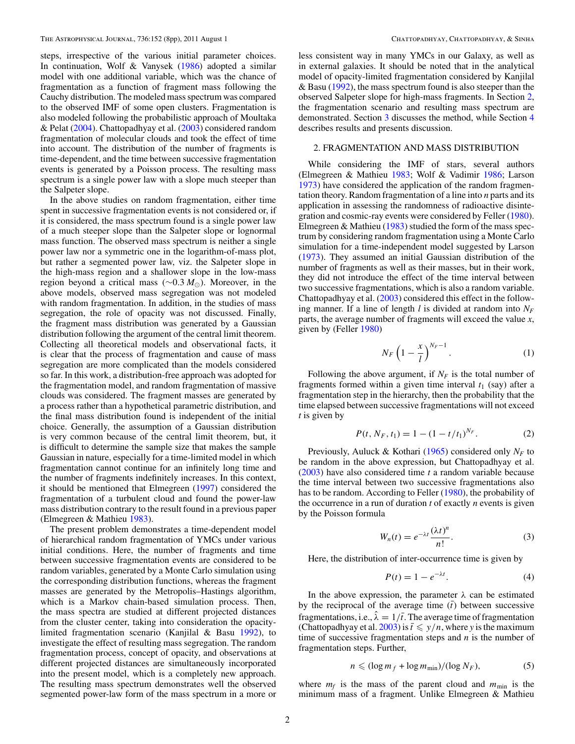steps, irrespective of the various initial parameter choices. In continuation, Wolf & Vanysek (1986) adopted a similar model with one additional variable, which was the chance of fragmentation as a function of fragment mass following the Cauchy distribution. The modeled mass spectrum was compared to the observed IMF of some open clusters. Fragmentation is also modeled following the probabilistic approach of Moultaka & Pelat (2004). Chattopadhyay et al. (2003) considered random fragmentation of molecular clouds and took the effect of time into account. The distribution of the number of fragments is time-dependent, and the time between successive fragmentation events is generated by a Poisson process. The resulting mass spectrum is a single power law with a slope much steeper than the Salpeter slope.

In the above studies on random fragmentation, either time spent in successive fragmentation events is not considered or, if it is considered, the mass spectrum found is a single power law of a much steeper slope than the Salpeter slope or lognormal mass function. The observed mass spectrum is neither a single power law nor a symmetric one in the logarithm-of-mass plot, but rather a segmented power law, viz. the Salpeter slope in the high-mass region and a shallower slope in the low-mass region beyond a critical mass ($\sim 0.3\, M_\odot$). Moreover, in the above models, observed mass segregation was not modeled with random fragmentation. In addition, in the studies of mass segregation, the role of opacity was not discussed. Finally, the fragment mass distribution was generated by a Gaussian distribution following the argument of the central limit theorem. Collecting all theoretical models and observational facts, it is clear that the process of fragmentation and cause of mass segregation are more complicated than the models considered so far. In this work, a distribution-free approach was adopted for the fragmentation model, and random fragmentation of massive clouds was considered. The fragment masses are generated by a process rather than a hypothetical parametric distribution, and the final mass distribution found is independent of the initial choice. Generally, the assumption of a Gaussian distribution is very common because of the central limit theorem, but, it is difficult to determine the sample size that makes the sample Gaussian in nature, especially for a time-limited model in which fragmentation cannot continue for an infinitely long time and the number of fragments indefinitely increases. In this context, it should be mentioned that Elmegreen (1997) considered the fragmentation of a turbulent cloud and found the power-law mass distribution contrary to the result found in a previous paper (Elmegreen & Mathieu 1983).

The present problem demonstrates a time-dependent model of hierarchical random fragmentation of YMCs under various initial conditions. Here, the number of fragments and time between successive fragmentation events are considered to be random variables, generated by a Monte Carlo simulation using the corresponding distribution functions, whereas the fragment masses are generated by the Metropolis–Hastings algorithm, which is a Markov chain-based simulation process. Then, the mass spectra are studied at different projected distances from the cluster center, taking into consideration the opacity-limited fragmentation scenario (Kanjilal & Basu 1992), to investigate the effect of resulting mass segregation. The random fragmentation process, concept of opacity, and observations at different projected distances are simultaneously incorporated into the present model, which is a completely new approach. The resulting mass spectrum demonstrates well the observed segmented power-law form of the mass spectrum in a more or less consistent way in many YMCs in our Galaxy, as well as in external galaxies. It should be noted that in the analytical model of opacity-limited fragmentation considered by Kanjilal & Basu (1992), the mass spectrum found is also steeper than the observed Salpeter slope for high-mass fragments. In Section 2, the fragmentation scenario and resulting mass spectrum are demonstrated. Section 3 discusses the method, while Section 4 describes results and presents discussion.

## 2. FRAGMENTATION AND MASS DISTRIBUTION

While considering the IMF of stars, several authors (Elmegreen & Mathieu 1983; Wolf & Vadimir 1986; Larson 1973) have considered the application of the random fragmentation theory. Random fragmentation of a line into $n$ parts and its application in assessing the randomness of radioactive disintegration and cosmic-ray events were considered by Feller (1980). Elmegreen & Mathieu (1983) studied the form of the mass spectrum by considering random fragmentation using a Monte Carlo simulation for a time-independent model suggested by Larson (1973). They assumed an initial Gaussian distribution of the number of fragments as well as their masses, but in their work, they did not introduce the effect of the time interval between two successive fragmentations, which is also a random variable. Chattopadhyay et al. (2003) considered this effect in the following manner. If a line of length $l$ is divided at random into $N_F$ parts, the average number of fragments will exceed the value $x$, given by (Feller 1980)

$$N_F\left(1-\frac{x}{l}\right)^{N_F-1}. \tag{1}$$

Following the above argument, if $N_F$ is the total number of fragments formed within a given time interval $t_1$ (say) after a fragmentation step in the hierarchy, then the probability that the time elapsed between successive fragmentations will not exceed $t$ is given by

$$P(t, N_F, t_1) = 1 - (1 - t/t_1)^{N_F}. \tag{2}$$

Previously, Auluck & Kothari (1965) considered only $N_F$ to be random in the above expression, but Chattopadhyay et al. (2003) have also considered time $t$ a random variable because the time interval between two successive fragmentations also has to be random. According to Feller (1980), the probability of the occurrence in a run of duration $t$ of exactly $n$ events is given by the Poisson formula

$$W_n(t) = e^{-\lambda t}\frac{(\lambda t)^n}{n!}. \tag{3}$$

Here, the distribution of inter-occurrence time is given by

$$P(t) = 1 - e^{-\lambda t}. \tag{4}$$

In the above expression, the parameter $\lambda$ can be estimated by the reciprocal of the average time ($\bar{t}$) between successive fragmentations, i.e., $\hat{\lambda} = 1/\bar{t}$. The average time of fragmentation (Chattopadhyay et al. 2003) is $\bar{t} \leqslant y/n$, where $y$ is the maximum time of successive fragmentation steps and $n$ is the number of fragmentation steps. Further,

$$n \leqslant (\log m_f + \log m_{\min})/(\log N_F), \tag{5}$$

where $m_f$ is the mass of the parent cloud and $m_{\min}$ is the minimum mass of a fragment. Unlike Elmegreen & Mathieu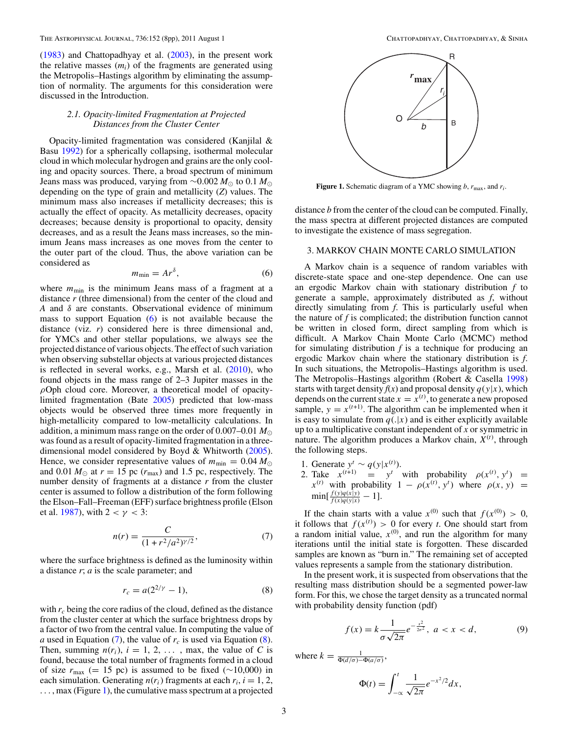(1983) and Chattopadhyay et al. (2003), in the present work the relative masses ($m_i$) of the fragments are generated using the Metropolis–Hastings algorithm by eliminating the assumption of normality. The arguments for this consideration were discussed in the Introduction.

### 2.1. Opacity-limited Fragmentation at Projected Distances from the Cluster Center

Opacity-limited fragmentation was considered (Kanjilal & Basu 1992) for a spherically collapsing, isothermal molecular cloud in which molecular hydrogen and grains are the only cooling and opacity sources. There, a broad spectrum of minimum Jeans mass was produced, varying from $\sim 0.002\,M_\odot$ to $0.1\,M_\odot$ depending on the type of grain and metallicity ($Z$) values. The minimum mass also increases if metallicity decreases; this is actually the effect of opacity. As metallicity decreases, opacity decreases; because density is proportional to opacity, density decreases, and as a result the Jeans mass increases, so the minimum Jeans mass increases as one moves from the center to the outer part of the cloud. Thus, the above variation can be considered as

$$m_{\min} = A r^{\delta}, \tag{6}$$

where $m_{\min}$ is the minimum Jeans mass of a fragment at a distance $r$ (three dimensional) from the center of the cloud and $A$ and $\delta$ are constants. Observational evidence of minimum mass to support Equation (6) is not available because the distance (viz. $r$) considered here is three dimensional and, for YMCs and other stellar populations, we always see the projected distance of various objects. The effect of such variation when observing substellar objects at various projected distances is reflected in several works, e.g., Marsh et al. (2010), who found objects in the mass range of 2–3 Jupiter masses in the $\rho$Oph cloud core. Moreover, a theoretical model of opacity-limited fragmentation (Bate 2005) predicted that low-mass objects would be observed three times more frequently in high-metallicity compared to low-metallicity calculations. In addition, a minimum mass range on the order of 0.007–0.01 $M_\odot$ was found as a result of opacity-limited fragmentation in a three-dimensional model considered by Boyd & Whitworth (2005). Hence, we consider representative values of $m_{\min} = 0.04\,M_\odot$ and $0.01\,M_\odot$ at $r = 15$ pc ($r_{\max}$) and 1.5 pc, respectively. The number density of fragments at a distance $r$ from the cluster center is assumed to follow a distribution of the form following the Elson–Fall–Freeman (EFF) surface brightness profile (Elson et al. 1987), with $2 < \gamma < 3$:

$$n(r) = \frac{C}{(1 + r^2/a^2)^{\gamma/2}}, \tag{7}$$

where the surface brightness is defined as the luminosity within a distance $r$; $a$ is the scale parameter; and

$$r_c = a(2^{2/\gamma} - 1), \tag{8}$$

with $r_c$ being the core radius of the cloud, defined as the distance from the cluster center at which the surface brightness drops by a factor of two from the central value. In computing the value of $a$ used in Equation (7), the value of $r_c$ is used via Equation (8). Then, summing $n(r_i)$, $i = 1, 2, \ldots$, max, the value of $C$ is found, because the total number of fragments formed in a cloud of size $r_{\max}$ ($= 15$ pc) is assumed to be fixed ($\sim$10,000) in each simulation. Generating $n(r_i)$ fragments at each $r_i$, $i = 1, 2, \ldots$, max (Figure 1), the cumulative mass spectrum at a projected distance $b$ from the center of the cloud can be computed. Finally, the mass spectra at different projected distances are computed to investigate the existence of mass segregation.

**Figure 1.** Schematic diagram of a YMC showing $b$, $r_{\max}$, and $r_i$.

## 3. MARKOV CHAIN MONTE CARLO SIMULATION

A Markov chain is a sequence of random variables with discrete-state space and one-step dependence. One can use an ergodic Markov chain with stationary distribution $f$ to generate a sample, approximately distributed as $f$, without directly simulating from $f$. This is particularly useful when the nature of $f$ is complicated; the distribution function cannot be written in closed form, direct sampling from which is difficult. A Markov Chain Monte Carlo (MCMC) method for simulating distribution $f$ is a technique for producing an ergodic Markov chain where the stationary distribution is $f$. In such situations, the Metropolis–Hastings algorithm is used. The Metropolis–Hastings algorithm (Robert & Casella 1998) starts with target density $f(x)$ and proposal density $q(y|x)$, which depends on the current state $x = x^{(t)}$, to generate a new proposed sample, $y = x^{(t+1)}$. The algorithm can be implemented when it is easy to simulate from $q(.|x)$ and is either explicitly available up to a multiplicative constant independent of $x$ or symmetric in nature. The algorithm produces a Markov chain, $X^{(t)}$, through the following steps.

1. Generate $y^t \sim q(y|x^{(t)})$.
2. Take $x^{(t+1)} = y^t$ with probability $\rho(x^{(t)}, y^t) = x^{(t)}$ with probability $1 - \rho(x^{(t)}, y^t)$ where $\rho(x, y) = \min[\frac{f(y)q(x|y)}{f(x)q(y|x)} - 1]$.

If the chain starts with a value $x^{(0)}$ such that $f(x^{(0)}) > 0$, it follows that $f(x^{(t)}) > 0$ for every $t$. One should start from a random initial value, $x^{(0)}$, and run the algorithm for many iterations until the initial state is forgotten. These discarded samples are known as "burn in." The remaining set of accepted values represents a sample from the stationary distribution.

In the present work, it is suspected from observations that the resulting mass distribution should be a segmented power-law form. For this, we chose the target density as a truncated normal with probability density function (pdf)

$$f(x) = k \frac{1}{\sigma\sqrt{2\pi}} e^{-\frac{x^2}{2\sigma^2}}, \; a < x < d, \tag{9}$$

where $k = \frac{1}{\Phi(d/\sigma) - \Phi(a/\sigma)}$,

$$\Phi(t) = \int_{-\infty}^{t} \frac{1}{\sqrt{2\pi}} e^{-x^2/2} dx,$$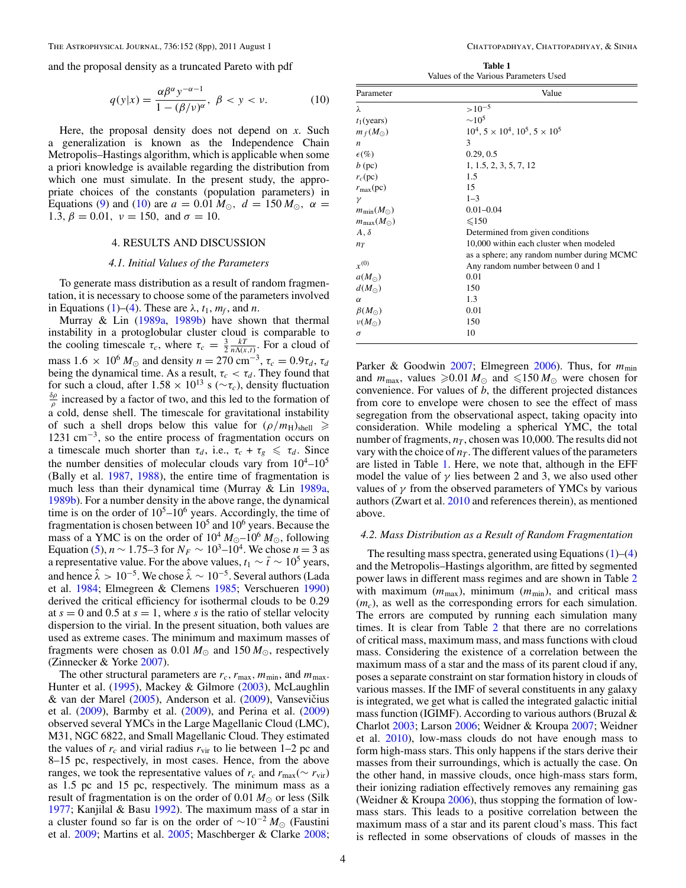and the proposal density as a truncated Pareto with pdf

$$q(y|x) = \frac{\alpha \beta^{\alpha} y^{-\alpha-1}}{1-(\beta/\nu)^{\alpha}}, \ \beta < y < \nu. \qquad (10)$$

Here, the proposal density does not depend on $x$. Such a generalization is known as the Independence Chain Metropolis–Hastings algorithm, which is applicable when some a priori knowledge is available regarding the distribution from which one must simulate. In the present study, the appropriate choices of the constants (population parameters) in Equations (9) and (10) are $a = 0.01\,M_{\odot},\ d = 150\,M_{\odot},\ \alpha = 1.3,\ \beta = 0.01,\ \nu = 150,$ and $\sigma = 10$.

## 4. RESULTS AND DISCUSSION

### 4.1. Initial Values of the Parameters

To generate mass distribution as a result of random fragmentation, it is necessary to choose some of the parameters involved in Equations (1)–(4). These are $\lambda$, $t_1$, $m_f$, and $n$.

Murray & Lin (1989a, 1989b) have shown that thermal instability in a protoglobular cluster cloud is comparable to the cooling timescale $\tau_c$, where $\tau_c = \frac{3}{2}\frac{kT}{n\Lambda(x,t)}$. For a cloud of mass $1.6 \times 10^6\,M_{\odot}$ and density $n = 270$ cm$^{-3}$, $\tau_c = 0.9\tau_d$, $\tau_d$ being the dynamical time. As a result, $\tau_c < \tau_d$. They found that for such a cloud, after $1.58 \times 10^{13}$ s ($\sim \tau_c$), density fluctuation $\frac{\delta\rho}{\rho}$ increased by a factor of two, and this led to the formation of a cold, dense shell. The timescale for gravitational instability of such a shell drops below this value for $(\rho/m_{\rm H})_{\rm shell} \geqslant 1231$ cm$^{-3}$, so the entire process of fragmentation occurs on a timescale much shorter than $\tau_d$, i.e., $\tau_c + \tau_g \leqslant \tau_d$. Since the number densities of molecular clouds vary from $10^4$–$10^5$ (Bally et al. 1987, 1988), the entire time of fragmentation is much less than their dynamical time (Murray & Lin 1989a, 1989b). For a number density in the above range, the dynamical time is on the order of $10^5$–$10^6$ years. Accordingly, the time of fragmentation is chosen between $10^5$ and $10^6$ years. Because the mass of a YMC is on the order of $10^4\,M_{\odot}$–$10^6\,M_{\odot}$, following Equation (5), $n \sim 1.75$–3 for $N_F \sim 10^3$–$10^4$. We chose $n = 3$ as a representative value. For the above values, $t_1 \sim \bar{t} \sim 10^5$ years, and hence $\hat{\lambda} > 10^{-5}$. We chose $\hat{\lambda} \sim 10^{-5}$. Several authors (Lada et al. 1984; Elmegreen & Clemens 1985; Verschueren 1990) derived the critical efficiency for isothermal clouds to be 0.29 at $s = 0$ and 0.5 at $s = 1$, where $s$ is the ratio of stellar velocity dispersion to the virial. In the present situation, both values are used as extreme cases. The minimum and maximum masses of fragments were chosen as $0.01\,M_{\odot}$ and $150\,M_{\odot}$, respectively (Zinnecker & Yorke 2007).

The other structural parameters are $r_c$, $r_{\rm max}$, $m_{\rm min}$, and $m_{\rm max}$. Hunter et al. (1995), Mackey & Gilmore (2003), McLaughlin & van der Marel (2005), Anderson et al. (2009), Vansevičius et al. (2009), Barmby et al. (2009), and Perina et al. (2009) observed several YMCs in the Large Magellanic Cloud (LMC), M31, NGC 6822, and Small Magellanic Cloud. They estimated the values of $r_c$ and virial radius $r_{\rm vir}$ to lie between 1–2 pc and 8–15 pc, respectively, in most cases. Hence, from the above ranges, we took the representative values of $r_c$ and $r_{\rm max}(\sim r_{\rm vir})$ as 1.5 pc and 15 pc, respectively. The minimum mass as a result of fragmentation is on the order of $0.01\,M_{\odot}$ or less (Silk 1977; Kanjilal & Basu 1992). The maximum mass of a star in a cluster found so far is on the order of $\sim 10^{-2}\,M_{\odot}$ (Faustini et al. 2009; Martins et al. 2005; Maschberger & Clarke 2008; Parker & Goodwin 2007; Elmegreen 2006). Thus, for $m_{\rm min}$ and $m_{\rm max}$, values $\geqslant 0.01\,M_{\odot}$ and $\leqslant 150\,M_{\odot}$ were chosen for convenience. For values of $b$, the different projected distances from core to envelope were chosen to see the effect of mass segregation from the observational aspect, taking opacity into consideration. While modeling a spherical YMC, the total number of fragments, $n_T$, chosen was 10,000. The results did not vary with the choice of $n_T$. The different values of the parameters are listed in Table 1. Here, we note that, although in the EFF model the value of $\gamma$ lies between 2 and 3, we also used other values of $\gamma$ from the observed parameters of YMCs by various authors (Zwart et al. 2010 and references therein), as mentioned above.

**Table 1**
Values of the Various Parameters Used

| Parameter | Value |
|---|---|
| $\lambda$ | $>10^{-5}$ |
| $t_1$(years) | $\sim 10^5$ |
| $m_f(M_{\odot})$ | $10^4$, $5\times10^4$, $10^5$, $5\times10^5$ |
| $n$ | 3 |
| $\epsilon$(%) | 0.29, 0.5 |
| $b$ (pc) | 1, 1.5, 2, 3, 5, 7, 12 |
| $r_c$(pc) | 1.5 |
| $r_{\rm max}$(pc) | 15 |
| $\gamma$ | 1–3 |
| $m_{\rm min}(M_{\odot})$ | 0.01–0.04 |
| $m_{\rm max}(M_{\odot})$ | $\leqslant 150$ |
| $A$, $\delta$ | Determined from given conditions |
| $n_T$ | 10,000 within each cluster when modeled as a sphere; any random number during MCMC |
| $x^{(0)}$ | Any random number between 0 and 1 |
| $a(M_{\odot})$ | 0.01 |
| $d(M_{\odot})$ | 150 |
| $\alpha$ | 1.3 |
| $\beta(M_{\odot})$ | 0.01 |
| $\nu(M_{\odot})$ | 150 |
| $\sigma$ | 10 |

### 4.2. Mass Distribution as a Result of Random Fragmentation

The resulting mass spectra, generated using Equations (1)–(4) and the Metropolis–Hastings algorithm, are fitted by segmented power laws in different mass regimes and are shown in Table 2 with maximum ($m_{\rm max}$), minimum ($m_{\rm min}$), and critical mass ($m_c$), as well as the corresponding errors for each simulation. The errors are computed by running each simulation many times. It is clear from Table 2 that there are no correlations of critical mass, maximum mass, and mass functions with cloud mass. Considering the existence of a correlation between the maximum mass of a star and the mass of its parent cloud if any, poses a separate constraint on star formation history in clouds of various masses. If the IMF of several constituents in any galaxy is integrated, we get what is called the integrated galactic initial mass function (IGIMF). According to various authors (Bruzal & Charlot 2003; Larson 2006; Weidner & Kroupa 2007; Weidner et al. 2010), low-mass clouds do not have enough mass to form high-mass stars. This only happens if the stars derive their masses from their surroundings, which is actually the case. On the other hand, in massive clouds, once high-mass stars form, their ionizing radiation effectively removes any remaining gas (Weidner & Kroupa 2006), thus stopping the formation of low-mass stars. This leads to a positive correlation between the maximum mass of a star and its parent cloud's mass. This fact is reflected in some observations of clouds of masses in the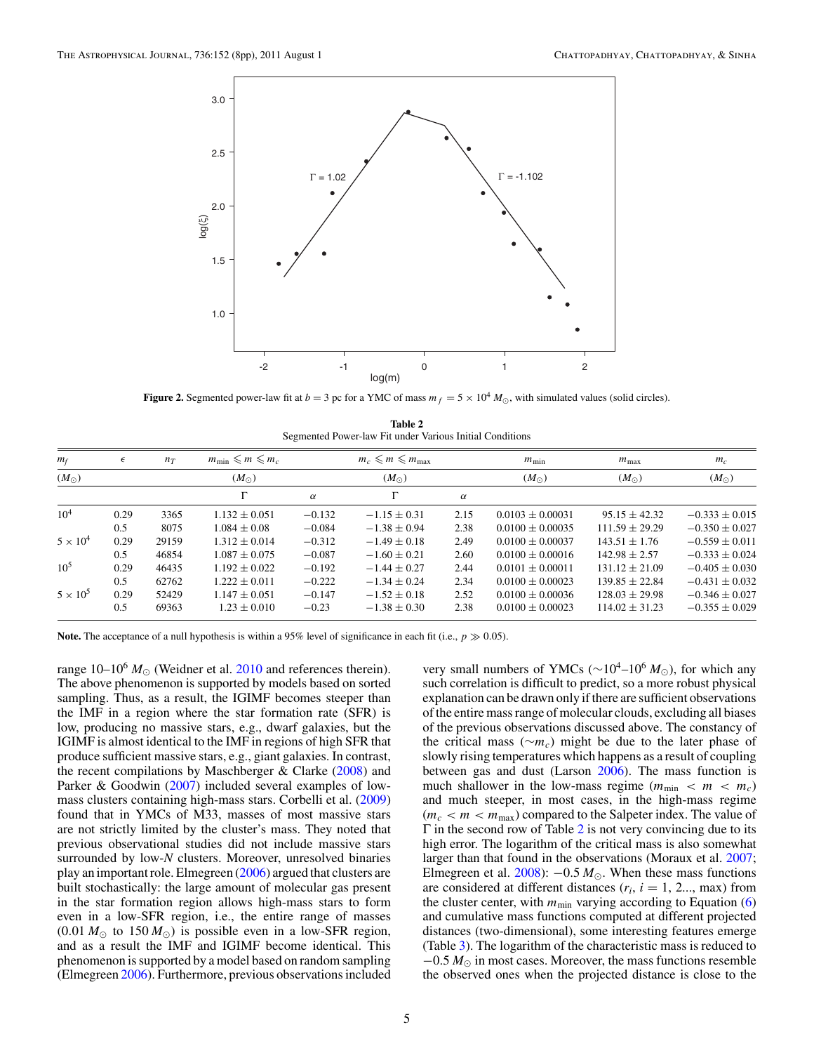**Figure 2.** Segmented power-law fit at $b = 3$ pc for a YMC of mass $m_f = 5 \times 10^4\, M_\odot$, with simulated values (solid circles).

**Table 2**
Segmented Power-law Fit under Various Initial Conditions

| $m_f$ | $\epsilon$ | $n_T$ | $m_{\min} \leqslant m \leqslant m_c$ | | $m_c \leqslant m \leqslant m_{\max}$ | | $m_{\min}$ | $m_{\max}$ | $m_c$ |
|---|---|---|---|---|---|---|---|---|---|
| $(M_\odot)$ | | | $(M_\odot)$ | | $(M_\odot)$ | | $(M_\odot)$ | $(M_\odot)$ | $(M_\odot)$ |
| | | | $\Gamma$ | $\alpha$ | $\Gamma$ | $\alpha$ | | | |
| $10^4$ | 0.29 | 3365 | $1.132 \pm 0.051$ | $-0.132$ | $-1.15 \pm 0.31$ | 2.15 | $0.0103 \pm 0.00031$ | $95.15 \pm 42.32$ | $-0.333 \pm 0.015$ |
| | 0.5 | 8075 | $1.084 \pm 0.08$ | $-0.084$ | $-1.38 \pm 0.94$ | 2.38 | $0.0100 \pm 0.00035$ | $111.59 \pm 29.29$ | $-0.350 \pm 0.027$ |
| $5 \times 10^4$ | 0.29 | 29159 | $1.312 \pm 0.014$ | $-0.312$ | $-1.49 \pm 0.18$ | 2.49 | $0.0100 \pm 0.00037$ | $143.51 \pm 1.76$ | $-0.559 \pm 0.011$ |
| | 0.5 | 46854 | $1.087 \pm 0.075$ | $-0.087$ | $-1.60 \pm 0.21$ | 2.60 | $0.0100 \pm 0.00016$ | $142.98 \pm 2.57$ | $-0.333 \pm 0.024$ |
| $10^5$ | 0.29 | 46435 | $1.192 \pm 0.022$ | $-0.192$ | $-1.44 \pm 0.27$ | 2.44 | $0.0101 \pm 0.00011$ | $131.12 \pm 21.09$ | $-0.405 \pm 0.030$ |
| | 0.5 | 62762 | $1.222 \pm 0.011$ | $-0.222$ | $-1.34 \pm 0.24$ | 2.34 | $0.0100 \pm 0.00023$ | $139.85 \pm 22.84$ | $-0.431 \pm 0.032$ |
| $5 \times 10^5$ | 0.29 | 52429 | $1.147 \pm 0.051$ | $-0.147$ | $-1.52 \pm 0.18$ | 2.52 | $0.0100 \pm 0.00036$ | $128.03 \pm 29.98$ | $-0.346 \pm 0.027$ |
| | 0.5 | 69363 | $1.23 \pm 0.010$ | $-0.23$ | $-1.38 \pm 0.30$ | 2.38 | $0.0100 \pm 0.00023$ | $114.02 \pm 31.23$ | $-0.355 \pm 0.029$ |

**Note.** The acceptance of a null hypothesis is within a 95% level of significance in each fit (i.e., $p \gg 0.05$).

range 10–$10^6\, M_\odot$ (Weidner et al. 2010 and references therein). The above phenomenon is supported by models based on sorted sampling. Thus, as a result, the IGIMF becomes steeper than the IMF in a region where the star formation rate (SFR) is low, producing no massive stars, e.g., dwarf galaxies, but the IGIMF is almost identical to the IMF in regions of high SFR that produce sufficient massive stars, e.g., giant galaxies. In contrast, the recent compilations by Maschberger & Clarke (2008) and Parker & Goodwin (2007) included several examples of low-mass clusters containing high-mass stars. Corbelli et al. (2009) found that in YMCs of M33, masses of most massive stars are not strictly limited by the cluster's mass. They noted that previous observational studies did not include massive stars surrounded by low-$N$ clusters. Moreover, unresolved binaries play an important role. Elmegreen (2006) argued that clusters are built stochastically: the large amount of molecular gas present in the star formation region allows high-mass stars to form even in a low-SFR region, i.e., the entire range of masses ($0.01\, M_\odot$ to $150\, M_\odot$) is possible even in a low-SFR region, and as a result the IMF and IGIMF become identical. This phenomenon is supported by a model based on random sampling (Elmegreen 2006). Furthermore, previous observations included very small numbers of YMCs ($\sim 10^4$–$10^6\, M_\odot$), for which any such correlation is difficult to predict, so a more robust physical explanation can be drawn only if there are sufficient observations of the entire mass range of molecular clouds, excluding all biases of the previous observations discussed above. The constancy of the critical mass ($\sim m_c$) might be due to the later phase of slowly rising temperatures which happens as a result of coupling between gas and dust (Larson 2006). The mass function is much shallower in the low-mass regime ($m_{\min} < m < m_c$) and much steeper, in most cases, in the high-mass regime ($m_c < m < m_{\max}$) compared to the Salpeter index. The value of $\Gamma$ in the second row of Table 2 is not very convincing due to its high error. The logarithm of the critical mass is also somewhat larger than that found in the observations (Moraux et al. 2007; Elmegreen et al. 2008): $-0.5\, M_\odot$. When these mass functions are considered at different distances ($r_i$, $i = 1, 2..., \max$) from the cluster center, with $m_{\min}$ varying according to Equation (6) and cumulative mass functions computed at different projected distances (two-dimensional), some interesting features emerge (Table 3). The logarithm of the characteristic mass is reduced to $-0.5\, M_\odot$ in most cases. Moreover, the mass functions resemble the observed ones when the projected distance is close to the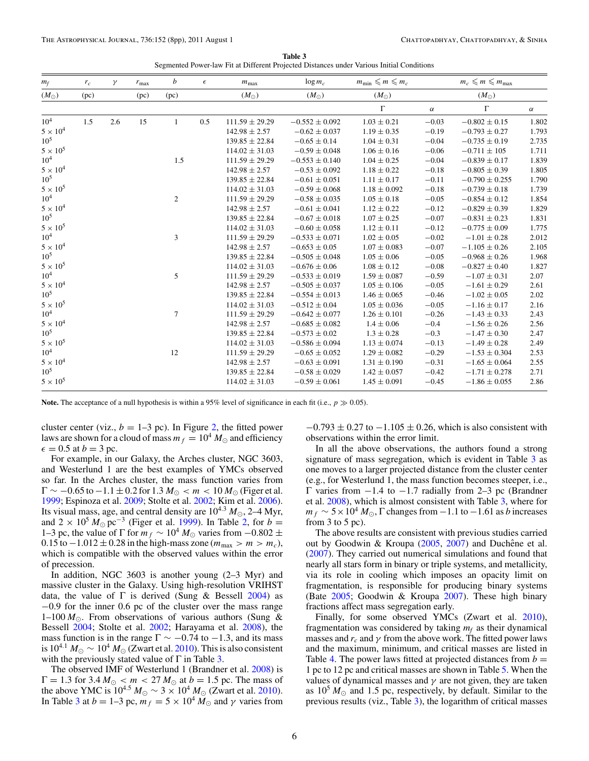**Table 3**
Segmented Power-law Fit at Different Projected Distances under Various Initial Conditions

| $m_f$ ($M_\odot$) | $r_c$ (pc) | $\gamma$ | $r_{max}$ (pc) | $b$ (pc) | $\epsilon$ | $m_{max}$ ($M_\odot$) | $\log m_c$ ($M_\odot$) | $m_{min} \leqslant m \leqslant m_c$ ($M_\odot$) | | $m_c \leqslant m \leqslant m_{max}$ ($M_\odot$) | |
|---|---|---|---|---|---|---|---|---|---|---|---|
| | | | | | | | | $\Gamma$ | $\alpha$ | $\Gamma$ | $\alpha$ |
| $10^4$ | 1.5 | 2.6 | 15 | 1 | 0.5 | $111.59 \pm 29.29$ | $-0.552 \pm 0.092$ | $1.03 \pm 0.21$ | $-0.03$ | $-0.802 \pm 0.15$ | 1.802 |
| $5 \times 10^4$ | | | | | | $142.98 \pm 2.57$ | $-0.62 \pm 0.037$ | $1.19 \pm 0.35$ | $-0.19$ | $-0.793 \pm 0.27$ | 1.793 |
| $10^5$ | | | | | | $139.85 \pm 22.84$ | $-0.65 \pm 0.14$ | $1.04 \pm 0.31$ | $-0.04$ | $-0.735 \pm 0.19$ | 2.735 |
| $5 \times 10^5$ | | | | | | $114.02 \pm 31.03$ | $-0.59 \pm 0.048$ | $1.06 \pm 0.16$ | $-0.06$ | $-0.711 \pm 105$ | 1.711 |
| $10^4$ | | | | 1.5 | | $111.59 \pm 29.29$ | $-0.553 \pm 0.140$ | $1.04 \pm 0.25$ | $-0.04$ | $-0.839 \pm 0.17$ | 1.839 |
| $5 \times 10^4$ | | | | | | $142.98 \pm 2.57$ | $-0.53 \pm 0.092$ | $1.18 \pm 0.22$ | $-0.18$ | $-0.805 \pm 0.39$ | 1.805 |
| $10^5$ | | | | | | $139.85 \pm 22.84$ | $-0.61 \pm 0.051$ | $1.11 \pm 0.17$ | $-0.11$ | $-0.790 \pm 0.255$ | 1.790 |
| $5 \times 10^5$ | | | | | | $114.02 \pm 31.03$ | $-0.59 \pm 0.068$ | $1.18 \pm 0.092$ | $-0.18$ | $-0.739 \pm 0.18$ | 1.739 |
| $10^4$ | | | | 2 | | $111.59 \pm 29.29$ | $-0.58 \pm 0.035$ | $1.05 \pm 0.18$ | $-0.05$ | $-0.854 \pm 0.12$ | 1.854 |
| $5 \times 10^4$ | | | | | | $142.98 \pm 2.57$ | $-0.61 \pm 0.041$ | $1.12 \pm 0.22$ | $-0.12$ | $-0.829 \pm 0.39$ | 1.829 |
| $10^5$ | | | | | | $139.85 \pm 22.84$ | $-0.67 \pm 0.018$ | $1.07 \pm 0.25$ | $-0.07$ | $-0.831 \pm 0.23$ | 1.831 |
| $5 \times 10^5$ | | | | | | $114.02 \pm 31.03$ | $-0.60 \pm 0.058$ | $1.12 \pm 0.11$ | $-0.12$ | $-0.775 \pm 0.09$ | 1.775 |
| $10^4$ | | | | 3 | | $111.59 \pm 29.29$ | $-0.533 \pm 0.071$ | $1.02 \pm 0.05$ | $-0.02$ | $-1.01 \pm 0.28$ | 2.012 |
| $5 \times 10^4$ | | | | | | $142.98 \pm 2.57$ | $-0.653 \pm 0.05$ | $1.07 \pm 0.083$ | $-0.07$ | $-1.105 \pm 0.26$ | 2.105 |
| $10^5$ | | | | | | $139.85 \pm 22.84$ | $-0.505 \pm 0.048$ | $1.05 \pm 0.06$ | $-0.05$ | $-0.968 \pm 0.26$ | 1.968 |
| $5 \times 10^5$ | | | | | | $114.02 \pm 31.03$ | $-0.676 \pm 0.06$ | $1.08 \pm 0.12$ | $-0.08$ | $-0.827 \pm 0.40$ | 1.827 |
| $10^4$ | | | | 5 | | $111.59 \pm 29.29$ | $-0.533 \pm 0.019$ | $1.59 \pm 0.087$ | $-0.59$ | $-1.07 \pm 0.31$ | 2.07 |
| $5 \times 10^4$ | | | | | | $142.98 \pm 2.57$ | $-0.505 \pm 0.037$ | $1.05 \pm 0.106$ | $-0.05$ | $-1.61 \pm 0.29$ | 2.61 |
| $10^5$ | | | | | | $139.85 \pm 22.84$ | $-0.554 \pm 0.013$ | $1.46 \pm 0.065$ | $-0.46$ | $-1.02 \pm 0.05$ | 2.02 |
| $5 \times 10^5$ | | | | | | $114.02 \pm 31.03$ | $-0.512 \pm 0.04$ | $1.05 \pm 0.036$ | $-0.05$ | $-1.16 \pm 0.17$ | 2.16 |
| $10^4$ | | | | 7 | | $111.59 \pm 29.29$ | $-0.642 \pm 0.077$ | $1.26 \pm 0.101$ | $-0.26$ | $-1.43 \pm 0.33$ | 2.43 |
| $5 \times 10^4$ | | | | | | $142.98 \pm 2.57$ | $-0.685 \pm 0.082$ | $1.4 \pm 0.06$ | $-0.4$ | $-1.56 \pm 0.26$ | 2.56 |
| $10^5$ | | | | | | $139.85 \pm 22.84$ | $-0.573 \pm 0.02$ | $1.3 \pm 0.28$ | $-0.3$ | $-1.47 \pm 0.30$ | 2.47 |
| $5 \times 10^5$ | | | | | | $114.02 \pm 31.03$ | $-0.586 \pm 0.094$ | $1.13 \pm 0.074$ | $-0.13$ | $-1.49 \pm 0.28$ | 2.49 |
| $10^4$ | | | | 12 | | $111.59 \pm 29.29$ | $-0.65 \pm 0.052$ | $1.29 \pm 0.082$ | $-0.29$ | $-1.53 \pm 0.304$ | 2.53 |
| $5 \times 10^4$ | | | | | | $142.98 \pm 2.57$ | $-0.63 \pm 0.091$ | $1.31 \pm 0.190$ | $-0.31$ | $-1.65 \pm 0.064$ | 2.55 |
| $10^5$ | | | | | | $139.85 \pm 22.84$ | $-0.58 \pm 0.029$ | $1.42 \pm 0.057$ | $-0.42$ | $-1.71 \pm 0.278$ | 2.71 |
| $5 \times 10^5$ | | | | | | $114.02 \pm 31.03$ | $-0.59 \pm 0.061$ | $1.45 \pm 0.091$ | $-0.45$ | $-1.86 \pm 0.055$ | 2.86 |

**Note.** The acceptance of a null hypothesis is within a 95% level of significance in each fit (i.e., $p \gg 0.05$).

cluster center (viz., $b = 1$–3 pc). In Figure 2, the fitted power laws are shown for a cloud of mass $m_f = 10^4\, M_\odot$ and efficiency $\epsilon = 0.5$ at $b = 3$ pc.

For example, in our Galaxy, the Arches cluster, NGC 3603, and Westerlund 1 are the best examples of YMCs observed so far. In the Arches cluster, the mass function varies from $\Gamma \sim -0.65$ to $-1.1 \pm 0.2$ for $1.3\, M_\odot < m < 10\, M_\odot$ (Figer et al. 1999; Espinoza et al. 2009; Stolte et al. 2002; Kim et al. 2006). Its visual mass, age, and central density are $10^{4.3}\, M_\odot$, 2–4 Myr, and $2 \times 10^5\, M_\odot\, \mathrm{pc}^{-3}$ (Figer et al. 1999). In Table 2, for $b =$ 1–3 pc, the value of $\Gamma$ for $m_f \sim 10^4\, M_\odot$ varies from $-0.802 \pm 0.15$ to $-1.012 \pm 0.28$ in the high-mass zone ($m_{max} > m > m_c$), which is compatible with the observed values within the error of precession.

In addition, NGC 3603 is another young (2–3 Myr) and massive cluster in the Galaxy. Using high-resolution VRIHST data, the value of $\Gamma$ is derived (Sung & Bessell 2004) as $-0.9$ for the inner 0.6 pc of the cluster over the mass range 1–100 $M_\odot$. From observations of various authors (Sung & Bessell 2004; Stolte et al. 2002; Harayama et al. 2008), the mass function is in the range $\Gamma \sim -0.74$ to $-1.3$, and its mass is $10^{4.1}\, M_\odot \sim 10^4\, M_\odot$ (Zwart et al. 2010). This is also consistent with the previously stated value of $\Gamma$ in Table 3.

The observed IMF of Westerlund 1 (Brandner et al. 2008) is $\Gamma = 1.3$ for $3.4\, M_\odot < m < 27\, M_\odot$ at $b = 1.5$ pc. The mass of the above YMC is $10^{4.5}\, M_\odot \sim 3 \times 10^4\, M_\odot$ (Zwart et al. 2010). In Table 3 at $b = 1$–3 pc, $m_f = 5 \times 10^4\, M_\odot$ and $\gamma$ varies from $-0.793 \pm 0.27$ to $-1.105 \pm 0.26$, which is also consistent with observations within the error limit.

In all the above observations, the authors found a strong signature of mass segregation, which is evident in Table 3 as one moves to a larger projected distance from the cluster center (e.g., for Westerlund 1, the mass function becomes steeper, i.e., $\Gamma$ varies from $-1.4$ to $-1.7$ radially from 2–3 pc (Brandner et al. 2008), which is almost consistent with Table 3, where for $m_f \sim 5 \times 10^4\, M_\odot$, $\Gamma$ changes from $-1.1$ to $-1.61$ as $b$ increases from 3 to 5 pc).

The above results are consistent with previous studies carried out by Goodwin & Kroupa (2005, 2007) and Duchêne et al. (2007). They carried out numerical simulations and found that nearly all stars form in binary or triple systems, and metallicity, via its role in cooling which imposes an opacity limit on fragmentation, is responsible for producing binary systems (Bate 2005; Goodwin & Kroupa 2007). These high binary fractions affect mass segregation early.

Finally, for some observed YMCs (Zwart et al. 2010), fragmentation was considered by taking $m_f$ as their dynamical masses and $r_c$ and $\gamma$ from the above work. The fitted power laws and the maximum, minimum, and critical masses are listed in Table 4. The power laws fitted at projected distances from $b =$ 1 pc to 12 pc and critical masses are shown in Table 5. When the values of dynamical masses and $\gamma$ are not given, they are taken as $10^5\, M_\odot$ and 1.5 pc, respectively, by default. Similar to the previous results (viz., Table 3), the logarithm of critical masses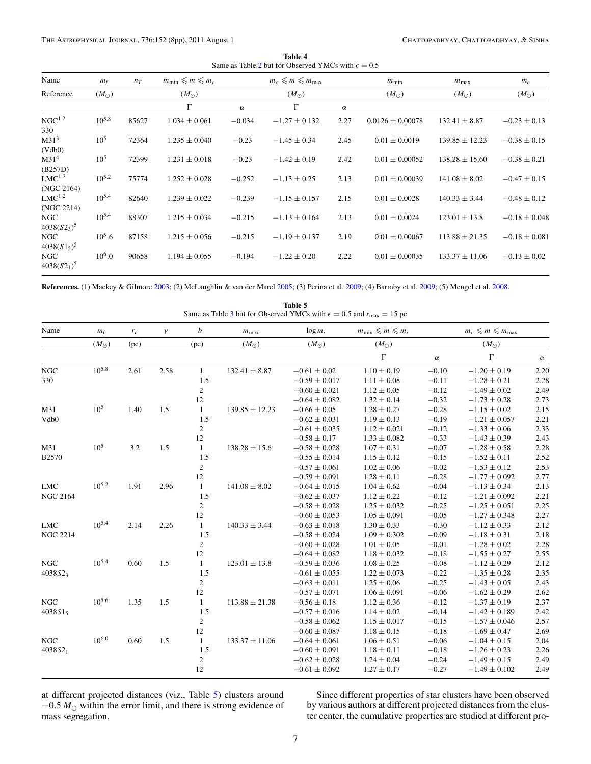**Table 4**
Same as Table 2 but for Observed YMCs with $\epsilon = 0.5$

| Name | $m_f$ | $n_T$ | $m_{\min} \leqslant m \leqslant m_c$ | | $m_c \leqslant m \leqslant m_{\max}$ | | $m_{\min}$ | $m_{\max}$ | $m_c$ |
|---|---|---|---|---|---|---|---|---|---|
| Reference | $(M_\odot)$ | | $(M_\odot)$ | | $(M_\odot)$ | | $(M_\odot)$ | $(M_\odot)$ | $(M_\odot)$ |
| | | | $\Gamma$ | $\alpha$ | $\Gamma$ | $\alpha$ | | | |
| NGC[1,2] 330 | $10^{5.8}$ | 85627 | $1.034 \pm 0.061$ | $-0.034$ | $-1.27 \pm 0.132$ | 2.27 | $0.0126 \pm 0.00078$ | $132.41 \pm 8.87$ | $-0.23 \pm 0.13$ |
| M31[3] (Vdb0) | $10^5$ | 72364 | $1.235 \pm 0.040$ | $-0.23$ | $-1.45 \pm 0.34$ | 2.45 | $0.01 \pm 0.0019$ | $139.85 \pm 12.23$ | $-0.38 \pm 0.15$ |
| M31[4] (B257D) | $10^5$ | 72399 | $1.231 \pm 0.018$ | $-0.23$ | $-1.42 \pm 0.19$ | 2.42 | $0.01 \pm 0.00052$ | $138.28 \pm 15.60$ | $-0.38 \pm 0.21$ |
| LMC[1,2] (NGC 2164) | $10^{5.2}$ | 75774 | $1.252 \pm 0.028$ | $-0.252$ | $-1.13 \pm 0.25$ | 2.13 | $0.01 \pm 0.00039$ | $141.08 \pm 8.02$ | $-0.47 \pm 0.15$ |
| LMC[1,2] (NGC 2214) | $10^{5.4}$ | 82640 | $1.239 \pm 0.022$ | $-0.239$ | $-1.15 \pm 0.157$ | 2.15 | $0.01 \pm 0.0028$ | $140.33 \pm 3.44$ | $-0.48 \pm 0.12$ |
| NGC 4038($S2_3$)[5] | $10^{5.4}$ | 88307 | $1.215 \pm 0.034$ | $-0.215$ | $-1.13 \pm 0.164$ | 2.13 | $0.01 \pm 0.0024$ | $123.01 \pm 13.8$ | $-0.18 \pm 0.048$ |
| NGC 4038($S1_5$)[5] | $10^5.6$ | 87158 | $1.215 \pm 0.056$ | $-0.215$ | $-1.19 \pm 0.137$ | 2.19 | $0.01 \pm 0.00067$ | $113.88 \pm 21.35$ | $-0.18 \pm 0.081$ |
| NGC 4038($S2_1$)[5] | $10^6.0$ | 90658 | $1.194 \pm 0.055$ | $-0.194$ | $-1.22 \pm 0.20$ | 2.22 | $0.01 \pm 0.00035$ | $133.37 \pm 11.06$ | $-0.13 \pm 0.02$ |

**References.** (1) Mackey & Gilmore 2003; (2) McLaughlin & van der Marel 2005; (3) Perina et al. 2009; (4) Barmby et al. 2009; (5) Mengel et al. 2008.

**Table 5**
Same as Table 3 but for Observed YMCs with $\epsilon = 0.5$ and $r_{\max} = 15$ pc

| Name | $m_f$ | $r_c$ | $\gamma$ | $b$ | $m_{\max}$ | $\log m_c$ | $m_{\min} \leqslant m \leqslant m_c$ | | $m_c \leqslant m \leqslant m_{\max}$ | |
|---|---|---|---|---|---|---|---|---|---|---|
| | $(M_\odot)$ | (pc) | | (pc) | $(M_\odot)$ | $(M_\odot)$ | $(M_\odot)$ | | $(M_\odot)$ | |
| | | | | | | | $\Gamma$ | $\alpha$ | $\Gamma$ | $\alpha$ |
| NGC 330 | $10^{5.8}$ | 2.61 | 2.58 | 1 | $132.41 \pm 8.87$ | $-0.61 \pm 0.02$ | $1.10 \pm 0.19$ | $-0.10$ | $-1.20 \pm 0.19$ | 2.20 |
| | | | | 1.5 | | $-0.59 \pm 0.017$ | $1.11 \pm 0.08$ | $-0.11$ | $-1.28 \pm 0.21$ | 2.28 |
| | | | | 2 | | $-0.60 \pm 0.021$ | $1.12 \pm 0.05$ | $-0.12$ | $-1.49 \pm 0.02$ | 2.49 |
| | | | | 12 | | $-0.64 \pm 0.082$ | $1.32 \pm 0.14$ | $-0.32$ | $-1.73 \pm 0.28$ | 2.73 |
| M31 Vdb0 | $10^5$ | 1.40 | 1.5 | 1 | $139.85 \pm 12.23$ | $-0.66 \pm 0.05$ | $1.28 \pm 0.27$ | $-0.28$ | $-1.15 \pm 0.02$ | 2.15 |
| | | | | 1.5 | | $-0.62 \pm 0.031$ | $1.19 \pm 0.13$ | $-0.19$ | $-1.21 \pm 0.057$ | 2.21 |
| | | | | 2 | | $-0.61 \pm 0.035$ | $1.12 \pm 0.021$ | $-0.12$ | $-1.33 \pm 0.06$ | 2.33 |
| | | | | 12 | | $-0.58 \pm 0.17$ | $1.33 \pm 0.082$ | $-0.33$ | $-1.43 \pm 0.39$ | 2.43 |
| M31 B2570 | $10^5$ | 3.2 | 1.5 | 1 | $138.28 \pm 15.6$ | $-0.58 \pm 0.028$ | $1.07 \pm 0.31$ | $-0.07$ | $-1.28 \pm 0.58$ | 2.28 |
| | | | | 1.5 | | $-0.55 \pm 0.014$ | $1.15 \pm 0.12$ | $-0.15$ | $-1.52 \pm 0.11$ | 2.52 |
| | | | | 2 | | $-0.57 \pm 0.061$ | $1.02 \pm 0.06$ | $-0.02$ | $-1.53 \pm 0.12$ | 2.53 |
| | | | | 12 | | $-0.59 \pm 0.091$ | $1.28 \pm 0.11$ | $-0.28$ | $-1.77 \pm 0.092$ | 2.77 |
| LMC NGC 2164 | $10^{5.2}$ | 1.91 | 2.96 | 1 | $141.08 \pm 8.02$ | $-0.64 \pm 0.015$ | $1.04 \pm 0.62$ | $-0.04$ | $-1.13 \pm 0.34$ | 2.13 |
| | | | | 1.5 | | $-0.62 \pm 0.037$ | $1.12 \pm 0.22$ | $-0.12$ | $-1.21 \pm 0.092$ | 2.21 |
| | | | | 2 | | $-0.58 \pm 0.028$ | $1.25 \pm 0.032$ | $-0.25$ | $-1.25 \pm 0.051$ | 2.25 |
| | | | | 12 | | $-0.60 \pm 0.053$ | $1.05 \pm 0.091$ | $-0.05$ | $-1.27 \pm 0.348$ | 2.27 |
| LMC NGC 2214 | $10^{5.4}$ | 2.14 | 2.26 | 1 | $140.33 \pm 3.44$ | $-0.63 \pm 0.018$ | $1.30 \pm 0.33$ | $-0.30$ | $-1.12 \pm 0.33$ | 2.12 |
| | | | | 1.5 | | $-0.58 \pm 0.024$ | $1.09 \pm 0.302$ | $-0.09$ | $-1.18 \pm 0.31$ | 2.18 |
| | | | | 2 | | $-0.60 \pm 0.028$ | $1.01 \pm 0.05$ | $-0.01$ | $-1.28 \pm 0.02$ | 2.28 |
| | | | | 12 | | $-0.64 \pm 0.082$ | $1.18 \pm 0.032$ | $-0.18$ | $-1.55 \pm 0.27$ | 2.55 |
| NGC 4038$S2_3$ | $10^{5.4}$ | 0.60 | 1.5 | 1 | $123.01 \pm 13.8$ | $-0.59 \pm 0.036$ | $1.08 \pm 0.25$ | $-0.08$ | $-1.12 \pm 0.29$ | 2.12 |
| | | | | 1.5 | | $-0.61 \pm 0.055$ | $1.22 \pm 0.073$ | $-0.22$ | $-1.35 \pm 0.28$ | 2.35 |
| | | | | 2 | | $-0.63 \pm 0.011$ | $1.25 \pm 0.06$ | $-0.25$ | $-1.43 \pm 0.05$ | 2.43 |
| | | | | 12 | | $-0.57 \pm 0.071$ | $1.06 \pm 0.091$ | $-0.06$ | $-1.62 \pm 0.29$ | 2.62 |
| NGC 4038$S1_5$ | $10^{5.6}$ | 1.35 | 1.5 | 1 | $113.88 \pm 21.38$ | $-0.56 \pm 0.18$ | $1.12 \pm 0.36$ | $-0.12$ | $-1.37 \pm 0.19$ | 2.37 |
| | | | | 1.5 | | $-0.57 \pm 0.016$ | $1.14 \pm 0.02$ | $-0.14$ | $-1.42 \pm 0.189$ | 2.42 |
| | | | | 2 | | $-0.58 \pm 0.062$ | $1.15 \pm 0.017$ | $-0.15$ | $-1.57 \pm 0.046$ | 2.57 |
| | | | | 12 | | $-0.60 \pm 0.087$ | $1.18 \pm 0.15$ | $-0.18$ | $-1.69 \pm 0.47$ | 2.69 |
| NGC 4038$S2_1$ | $10^{6.0}$ | 0.60 | 1.5 | 1 | $133.37 \pm 11.06$ | $-0.64 \pm 0.061$ | $1.06 \pm 0.51$ | $-0.06$ | $-1.04 \pm 0.15$ | 2.04 |
| | | | | 1.5 | | $-0.60 \pm 0.091$ | $1.18 \pm 0.11$ | $-0.18$ | $-1.26 \pm 0.23$ | 2.26 |
| | | | | 2 | | $-0.62 \pm 0.028$ | $1.24 \pm 0.04$ | $-0.24$ | $-1.49 \pm 0.15$ | 2.49 |
| | | | | 12 | | $-0.61 \pm 0.092$ | $1.27 \pm 0.17$ | $-0.27$ | $-1.49 \pm 0.102$ | 2.49 |

at different projected distances (viz., Table 5) clusters around $-0.5\,M_\odot$ within the error limit, and there is strong evidence of mass segregation.

Since different properties of star clusters have been observed by various authors at different projected distances from the cluster center, the cumulative properties are studied at different pro-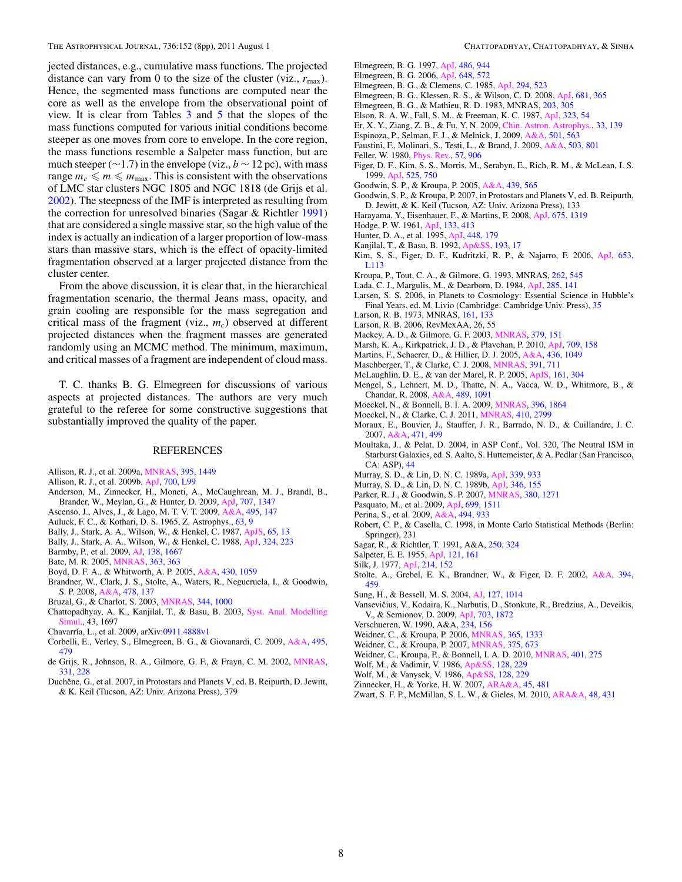jected distances, e.g., cumulative mass functions. The projected distance can vary from 0 to the size of the cluster (viz., $r_{\max}$). Hence, the segmented mass functions are computed near the core as well as the envelope from the observational point of view. It is clear from Tables 3 and 5 that the slopes of the mass functions computed for various initial conditions become steeper as one moves from core to envelope. In the core region, the mass functions resemble a Salpeter mass function, but are much steeper (~1.7) in the envelope (viz., $b \sim 12$ pc), with mass range $m_c \leqslant m \leqslant m_{\max}$. This is consistent with the observations of LMC star clusters NGC 1805 and NGC 1818 (de Grijs et al. 2002). The steepness of the IMF is interpreted as resulting from the correction for unresolved binaries (Sagar & Richtler 1991) that are considered a single massive star, so the high value of the index is actually an indication of a larger proportion of low-mass stars than massive stars, which is the effect of opacity-limited fragmentation observed at a larger projected distance from the cluster center.

From the above discussion, it is clear that, in the hierarchical fragmentation scenario, the thermal Jeans mass, opacity, and grain cooling are responsible for the mass segregation and critical mass of the fragment (viz., $m_c$) observed at different projected distances when the fragment masses are generated randomly using an MCMC method. The minimum, maximum, and critical masses of a fragment are independent of cloud mass.

T. C. thanks B. G. Elmegreen for discussions of various aspects at projected distances. The authors are very much grateful to the referee for some constructive suggestions that substantially improved the quality of the paper.

## REFERENCES

Allison, R. J., et al. 2009a, MNRAS, 395, 1449
Allison, R. J., et al. 2009b, ApJ, 700, L99
Anderson, M., Zinnecker, H., Moneti, A., McCaughrean, M. J., Brandl, B., Brander, W., Meylan, G., & Hunter, D. 2009, ApJ, 707, 1347
Ascenso, J., Alves, J., & Lago, M. T. V. T. 2009, A&A, 495, 147
Auluck, F. C., & Kothari, D. S. 1965, Z. Astrophys., 63, 9
Bally, J., Stark, A. A., Wilson, W., & Henkel, C. 1987, ApJS, 65, 13
Bally, J., Stark, A. A., Wilson, W., & Henkel, C. 1988, ApJ, 324, 223
Barmby, P., et al. 2009, AJ, 138, 1667
Bate, M. R. 2005, MNRAS, 363, 363
Boyd, D. F. A., & Whitworth, A. P. 2005, A&A, 430, 1059
Brandner, W., Clark, J. S., Stolte, A., Waters, R., Negueruela, I., & Goodwin, S. P. 2008, A&A, 478, 137
Bruzal, G., & Charlot, S. 2003, MNRAS, 344, 1000
Chattopadhyay, A. K., Kanjilal, T., & Basu, B. 2003, Syst. Anal. Modelling Simul., 43, 1697
Chavarría, L., et al. 2009, arXiv:0911.4888v1
Corbelli, E., Verley, S., Elmegreen, B. G., & Giovanardi, C. 2009, A&A, 495, 479
de Grijs, R., Johnson, R. A., Gilmore, G. F., & Frayn, C. M. 2002, MNRAS, 331, 228
Duchêne, G., et al. 2007, in Protostars and Planets V, ed. B. Reipurth, D. Jewitt, & K. Keil (Tucson, AZ: Univ. Arizona Press), 379
Elmegreen, B. G. 1997, ApJ, 486, 944
Elmegreen, B. G. 2006, ApJ, 648, 572
Elmegreen, B. G., & Clemens, C. 1985, ApJ, 294, 523
Elmegreen, B. G., Klessen, R. S., & Wilson, C. D. 2008, ApJ, 681, 365
Elmegreen, B. G., & Mathieu, R. D. 1983, MNRAS, 203, 305
Elson, R. A. W., Fall, S. M., & Freeman, K. C. 1987, ApJ, 323, 54
Er, X. Y., Ziang, Z. B., & Fu, Y. N. 2009, Chin. Astron. Astrophys., 33, 139
Espinoza, P., Selman, F. J., & Melnick, J. 2009, A&A, 501, 563
Faustini, F., Molinari, S., Testi, L., & Brand, J. 2009, A&A, 503, 801
Feller, W. 1980, Phys. Rev., 57, 906
Figer, D. F., Kim, S. S., Morris, M., Serabyn, E., Rich, R. M., & McLean, I. S. 1999, ApJ, 525, 750
Goodwin, S. P., & Kroupa, P. 2005, A&A, 439, 565
Goodwin, S. P., & Kroupa, P. 2007, in Protostars and Planets V, ed. B. Reipurth, D. Jewitt, & K. Keil (Tucson, AZ: Univ. Arizona Press), 133
Harayama, Y., Eisenhauer, F., & Martins, F. 2008, ApJ, 675, 1319
Hodge, P. W. 1961, ApJ, 133, 413
Hunter, D. A., et al. 1995, ApJ, 448, 179
Kanjilal, T., & Basu, B. 1992, Ap&SS, 193, 17
Kim, S. S., Figer, D. F., Kudritzki, R. P., & Najarro, F. 2006, ApJ, 653, L113
Kroupa, P., Tout, C. A., & Gilmore, G. 1993, MNRAS, 262, 545
Lada, C. J., Margulis, M., & Dearborn, D. 1984, ApJ, 285, 141
Larsen, S. S. 2006, in Planets to Cosmology: Essential Science in Hubble's Final Years, ed. M. Livio (Cambridge: Cambridge Univ. Press), 35
Larson, R. B. 1973, MNRAS, 161, 133
Larson, R. B. 2006, RevMexAA, 26, 55
Mackey, A. D., & Gilmore, G. F. 2003, MNRAS, 379, 151
Marsh, K. A., Kirkpatrick, J. D., & Plavchan, P. 2010, ApJ, 709, 158
Martins, F., Schaerer, D., & Hillier, D. J. 2005, A&A, 436, 1049
Maschberger, T., & Clarke, C. J. 2008, MNRAS, 391, 711
McLaughlin, D. E., & van der Marel, R. P. 2005, ApJS, 161, 304
Mengel, S., Lehnert, M. D., Thatte, N. A., Vacca, W. D., Whitmore, B., & Chandar, R. 2008, A&A, 489, 1091
Moeckel, N., & Bonnell, B. I. A. 2009, MNRAS, 396, 1864
Moeckel, N., & Clarke, C. J. 2011, MNRAS, 410, 2799
Moraux, E., Bouvier, J., Stauffer, J. R., Barrado, N. D., & Cuillandre, J. C. 2007, A&A, 471, 499
Moultaka, J., & Pelat, D. 2004, in ASP Conf., Vol. 320, The Neutral ISM in Starburst Galaxies, ed. S. Aalto, S. Huttemeister, & A. Pedlar (San Francisco, CA: ASP), 44
Murray, S. D., & Lin, D. N. C. 1989a, ApJ, 339, 933
Murray, S. D., & Lin, D. N. C. 1989b, ApJ, 346, 155
Parker, R. J., & Goodwin, S. P. 2007, MNRAS, 380, 1271
Pasquato, M., et al. 2009, ApJ, 699, 1511
Perina, S., et al. 2009, A&A, 494, 933
Robert, C. P., & Casella, C. 1998, in Monte Carlo Statistical Methods (Berlin: Springer), 231
Sagar, R., & Richtler, T. 1991, A&A, 250, 324
Salpeter, E. E. 1955, ApJ, 121, 161
Silk, J. 1977, ApJ, 214, 152
Stolte, A., Grebel, E. K., Brandner, W., & Figer, D. F. 2002, A&A, 394, 459
Sung, H., & Bessell, M. S. 2004, AJ, 127, 1014
Vansevičius, V., Kodaira, K., Narbutis, D., Stonkute, R., Bredzius, A., Deveikis, V., & Semionov, D. 2009, ApJ, 703, 1872
Verschueren, W. 1990, A&A, 234, 156
Weidner, C., & Kroupa, P. 2006, MNRAS, 365, 1333
Weidner, C., & Kroupa, P. 2007, MNRAS, 375, 673
Weidner, C., Kroupa, P., & Bonnell, I. A. D. 2010, MNRAS, 401, 275
Wolf, M., & Vadimir, V. 1986, Ap&SS, 128, 229
Wolf, M., & Vanysek, V. 1986, Ap&SS, 128, 229
Zinnecker, H., & Yorke, H. W. 2007, ARA&A, 45, 481
Zwart, S. F. P., McMillan, S. L. W., & Gieles, M. 2010, ARA&A, 48, 431